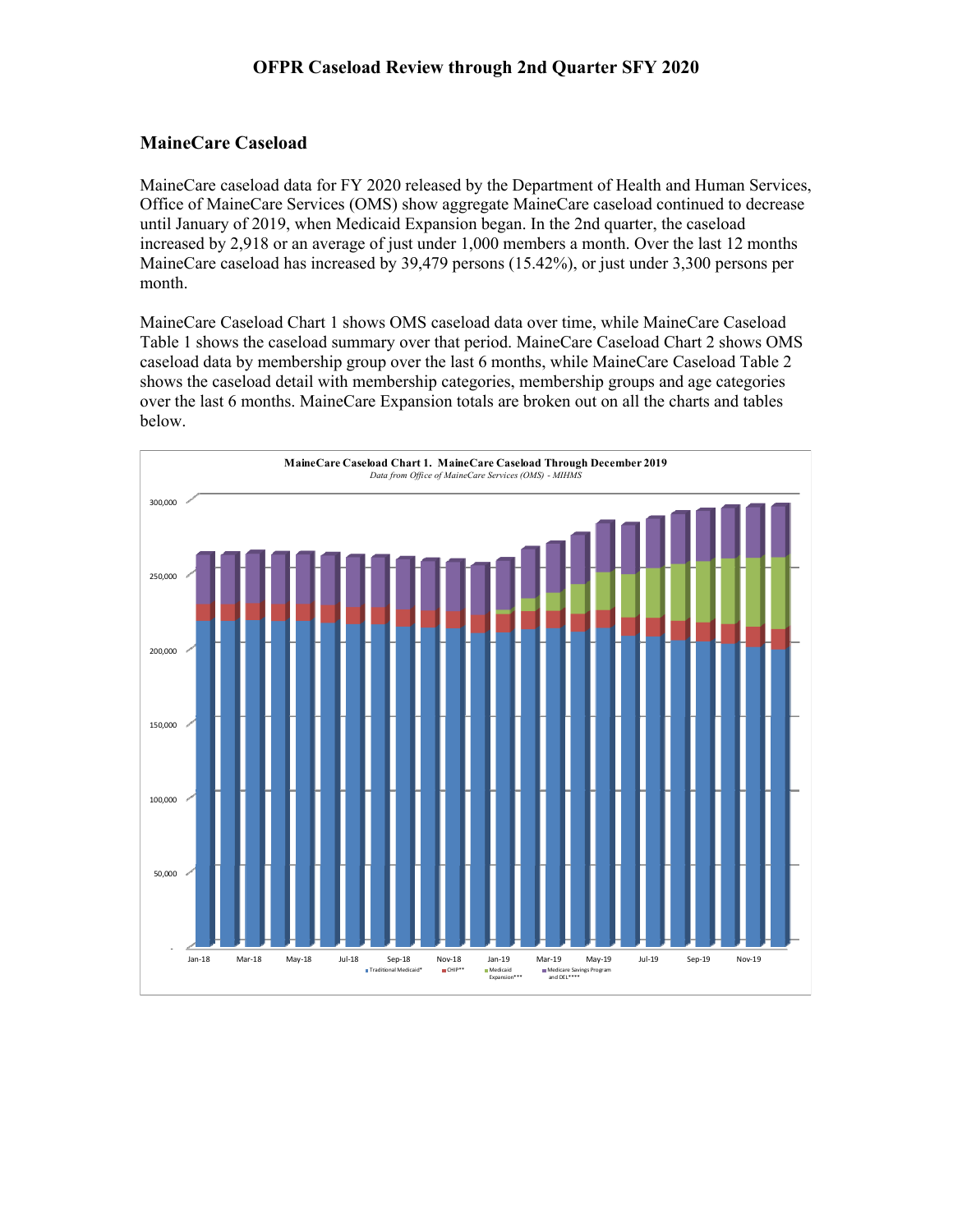## OFPR Caseload Review through 2nd Quarter SFY 2020

### MaineCare Caseload

MaineCare caseload data for FY 2020 released by the Department of Health and Human Services, Office of MaineCare Services (OMS) show aggregate MaineCare caseload continued to decrease until January of 2019, when Medicaid Expansion began. In the 2nd quarter, the caseload increased by 2,918 or an average of just under 1,000 members a month. Over the last 12 months MaineCare caseload has increased by 39,479 persons (15.42%), or just under 3,300 persons per month.

MaineCare Caseload Chart 1 shows OMS caseload data over time, while MaineCare Caseload Table 1 shows the caseload summary over that period. MaineCare Caseload Chart 2 shows OMS caseload data by membership group over the last 6 months, while MaineCare Caseload Table 2 shows the caseload detail with membership categories, membership groups and age categories over the last 6 months. MaineCare Expansion totals are broken out on all the charts and tables below.

**MaineCare Caseload Chart 1. MaineCare Caseload Through December 2019**

*Data from Office of MaineCare Services (OMS) - MIHMS*

Legend: Traditional Medicaid* | CHIP** | Medicaid Expansion*** | Medicare Savings Program and DEL****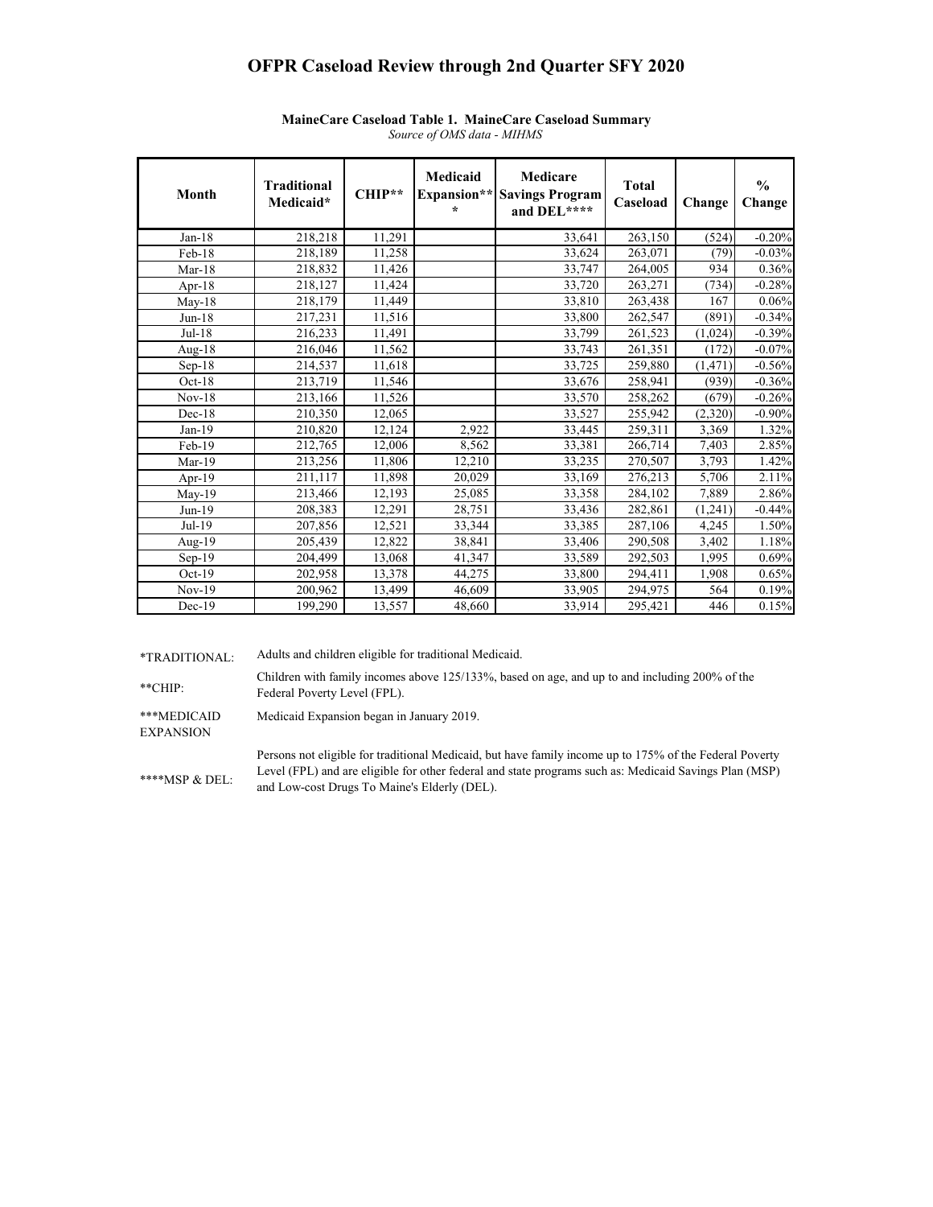# OFPR Caseload Review through 2nd Quarter SFY 2020

**MaineCare Caseload Table 1. MaineCare Caseload Summary**

*Source of OMS data - MIHMS*

| Month | Traditional Medicaid* | CHIP** | Medicaid Expansion*** | Medicare Savings Program and DEL**** | Total Caseload | Change | % Change |
|---|---|---|---|---|---|---|---|
| Jan-18 | 218,218 | 11,291 | | 33,641 | 263,150 | (524) | -0.20% |
| Feb-18 | 218,189 | 11,258 | | 33,624 | 263,071 | (79) | -0.03% |
| Mar-18 | 218,832 | 11,426 | | 33,747 | 264,005 | 934 | 0.36% |
| Apr-18 | 218,127 | 11,424 | | 33,720 | 263,271 | (734) | -0.28% |
| May-18 | 218,179 | 11,449 | | 33,810 | 263,438 | 167 | 0.06% |
| Jun-18 | 217,231 | 11,516 | | 33,800 | 262,547 | (891) | -0.34% |
| Jul-18 | 216,233 | 11,491 | | 33,799 | 261,523 | (1,024) | -0.39% |
| Aug-18 | 216,046 | 11,562 | | 33,743 | 261,351 | (172) | -0.07% |
| Sep-18 | 214,537 | 11,618 | | 33,725 | 259,880 | (1,471) | -0.56% |
| Oct-18 | 213,719 | 11,546 | | 33,676 | 258,941 | (939) | -0.36% |
| Nov-18 | 213,166 | 11,526 | | 33,570 | 258,262 | (679) | -0.26% |
| Dec-18 | 210,350 | 12,065 | | 33,527 | 255,942 | (2,320) | -0.90% |
| Jan-19 | 210,820 | 12,124 | 2,922 | 33,445 | 259,311 | 3,369 | 1.32% |
| Feb-19 | 212,765 | 12,006 | 8,562 | 33,381 | 266,714 | 7,403 | 2.85% |
| Mar-19 | 213,256 | 11,806 | 12,210 | 33,235 | 270,507 | 3,793 | 1.42% |
| Apr-19 | 211,117 | 11,898 | 20,029 | 33,169 | 276,213 | 5,706 | 2.11% |
| May-19 | 213,466 | 12,193 | 25,085 | 33,358 | 284,102 | 7,889 | 2.86% |
| Jun-19 | 208,383 | 12,291 | 28,751 | 33,436 | 282,861 | (1,241) | -0.44% |
| Jul-19 | 207,856 | 12,521 | 33,344 | 33,385 | 287,106 | 4,245 | 1.50% |
| Aug-19 | 205,439 | 12,822 | 38,841 | 33,406 | 290,508 | 3,402 | 1.18% |
| Sep-19 | 204,499 | 13,068 | 41,347 | 33,589 | 292,503 | 1,995 | 0.69% |
| Oct-19 | 202,958 | 13,378 | 44,275 | 33,800 | 294,411 | 1,908 | 0.65% |
| Nov-19 | 200,962 | 13,499 | 46,609 | 33,905 | 294,975 | 564 | 0.19% |
| Dec-19 | 199,290 | 13,557 | 48,660 | 33,914 | 295,421 | 446 | 0.15% |

*TRADITIONAL: Adults and children eligible for traditional Medicaid.

**CHIP: Children with family incomes above 125/133%, based on age, and up to and including 200% of the Federal Poverty Level (FPL).

***MEDICAID EXPANSION: Medicaid Expansion began in January 2019.

****MSP & DEL: Persons not eligible for traditional Medicaid, but have family income up to 175% of the Federal Poverty Level (FPL) and are eligible for other federal and state programs such as: Medicaid Savings Plan (MSP) and Low-cost Drugs To Maine's Elderly (DEL).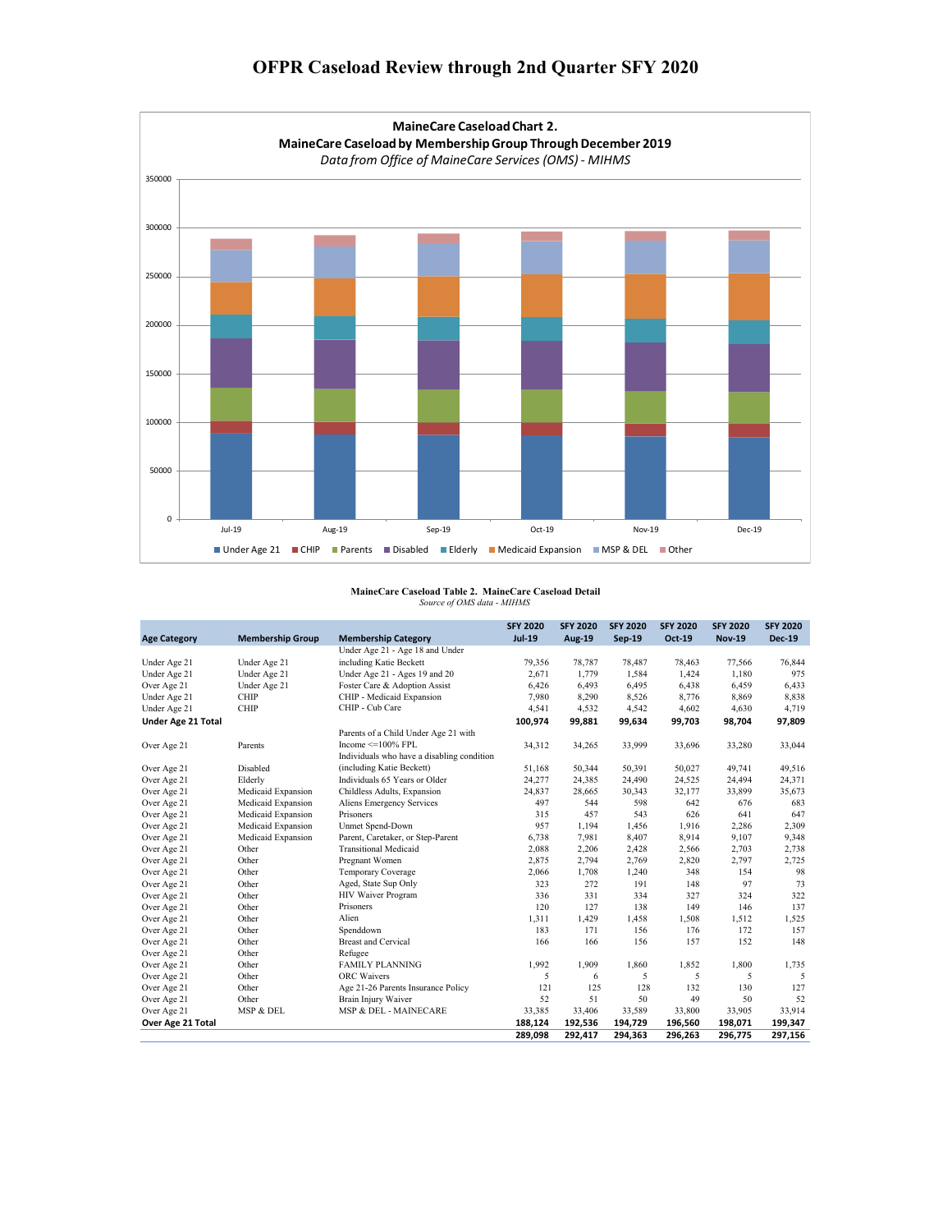# OFPR Caseload Review through 2nd Quarter SFY 2020

**MaineCare Caseload Chart 2.**
**MaineCare Caseload by Membership Group Through December 2019**
*Data from Office of MaineCare Services (OMS) - MIHMS*

350000
300000
250000
200000
150000
100000
50000
0

Jul-19 Aug-19 Sep-19 Oct-19 Nov-19 Dec-19

Under Age 21 CHIP Parents Disabled Elderly Medicaid Expansion MSP & DEL Other

**MaineCare Caseload Table 2. MaineCare Caseload Detail**
*Source of OMS data - MIHMS*

| Age Category | Membership Group | Membership Category | SFY 2020 Jul-19 | SFY 2020 Aug-19 | SFY 2020 Sep-19 | SFY 2020 Oct-19 | SFY 2020 Nov-19 | SFY 2020 Dec-19 |
|---|---|---|---|---|---|---|---|---|
| Under Age 21 | Under Age 21 | Under Age 21 - Age 18 and Under including Katie Beckett | 79,356 | 78,787 | 78,487 | 78,463 | 77,566 | 76,844 |
| Under Age 21 | Under Age 21 | Under Age 21 - Ages 19 and 20 | 2,671 | 1,779 | 1,584 | 1,424 | 1,180 | 975 |
| Over Age 21 | Under Age 21 | Foster Care & Adoption Assist | 6,426 | 6,493 | 6,495 | 6,438 | 6,459 | 6,433 |
| Under Age 21 | CHIP | CHIP - Medicaid Expansion | 7,980 | 8,290 | 8,526 | 8,776 | 8,869 | 8,838 |
| Under Age 21 | CHIP | CHIP - Cub Care | 4,541 | 4,532 | 4,542 | 4,602 | 4,630 | 4,719 |
| **Under Age 21 Total** | | | **100,974** | **99,881** | **99,634** | **99,703** | **98,704** | **97,809** |
| Over Age 21 | Parents | Parents of a Child Under Age 21 with Income <=100% FPL | 34,312 | 34,265 | 33,999 | 33,696 | 33,280 | 33,044 |
| Over Age 21 | Disabled | Individuals who have a disabling condition (including Katie Beckett) | 51,168 | 50,344 | 50,391 | 50,027 | 49,741 | 49,516 |
| Over Age 21 | Elderly | Individuals 65 Years or Older | 24,277 | 24,385 | 24,490 | 24,525 | 24,494 | 24,371 |
| Over Age 21 | Medicaid Expansion | Childless Adults, Expansion | 24,837 | 28,665 | 30,343 | 32,177 | 33,899 | 35,673 |
| Over Age 21 | Medicaid Expansion | Aliens Emergency Services | 497 | 544 | 598 | 642 | 676 | 683 |
| Over Age 21 | Medicaid Expansion | Prisoners | 315 | 457 | 543 | 626 | 641 | 647 |
| Over Age 21 | Medicaid Expansion | Unmet Spend-Down | 957 | 1,194 | 1,456 | 1,916 | 2,286 | 2,309 |
| Over Age 21 | Medicaid Expansion | Parent, Caretaker, or Step-Parent | 6,738 | 7,981 | 8,407 | 8,914 | 9,107 | 9,348 |
| Over Age 21 | Other | Transitional Medicaid | 2,088 | 2,206 | 2,428 | 2,566 | 2,703 | 2,738 |
| Over Age 21 | Other | Pregnant Women | 2,875 | 2,794 | 2,769 | 2,820 | 2,797 | 2,725 |
| Over Age 21 | Other | Temporary Coverage | 2,066 | 1,708 | 1,240 | 348 | 154 | 98 |
| Over Age 21 | Other | Aged, State Sup Only | 323 | 272 | 191 | 148 | 97 | 73 |
| Over Age 21 | Other | HIV Waiver Program | 336 | 331 | 334 | 327 | 324 | 322 |
| Over Age 21 | Other | Prisoners | 120 | 127 | 138 | 149 | 146 | 137 |
| Over Age 21 | Other | Alien | 1,311 | 1,429 | 1,458 | 1,508 | 1,512 | 1,525 |
| Over Age 21 | Other | Spenddown | 183 | 171 | 156 | 176 | 172 | 157 |
| Over Age 21 | Other | Breast and Cervical | 166 | 166 | 156 | 157 | 152 | 148 |
| Over Age 21 | Other | Refugee | | | | | | |
| Over Age 21 | Other | FAMILY PLANNING | 1,992 | 1,909 | 1,860 | 1,852 | 1,800 | 1,735 |
| Over Age 21 | Other | ORC Waivers | 5 | 6 | 5 | 5 | 5 | 5 |
| Over Age 21 | Other | Age 21-26 Parents Insurance Policy | 121 | 125 | 128 | 132 | 130 | 127 |
| Over Age 21 | Other | Brain Injury Waiver | 52 | 51 | 50 | 49 | 50 | 52 |
| Over Age 21 | MSP & DEL | MSP & DEL - MAINECARE | 33,385 | 33,406 | 33,589 | 33,800 | 33,905 | 33,914 |
| **Over Age 21 Total** | | | **188,124** | **192,536** | **194,729** | **196,560** | **198,071** | **199,347** |
| | | | **289,098** | **292,417** | **294,363** | **296,263** | **296,775** | **297,156** |